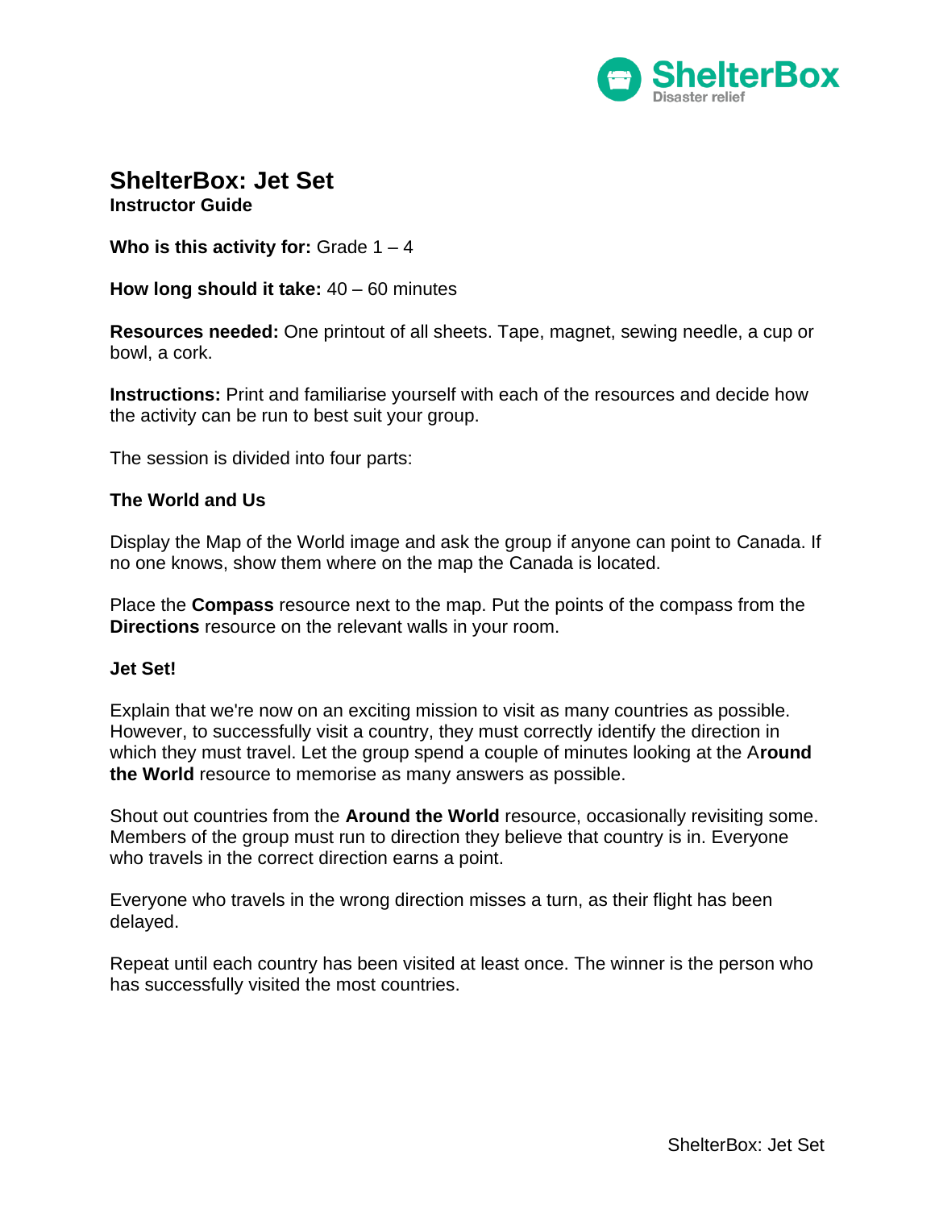# ShelterBox: Jet Set

**Instructor Guide**

**Who is this activity for:** Grade 1 – 4

**How long should it take:** 40 – 60 minutes

**Resources needed:** One printout of all sheets. Tape, magnet, sewing needle, a cup or bowl, a cork.

**Instructions:** Print and familiarise yourself with each of the resources and decide how the activity can be run to best suit your group.

The session is divided into four parts:

### The World and Us

Display the Map of the World image and ask the group if anyone can point to Canada. If no one knows, show them where on the map the Canada is located.

Place the **Compass** resource next to the map. Put the points of the compass from the **Directions** resource on the relevant walls in your room.

### Jet Set!

Explain that we're now on an exciting mission to visit as many countries as possible. However, to successfully visit a country, they must correctly identify the direction in which they must travel. Let the group spend a couple of minutes looking at the A**round the World** resource to memorise as many answers as possible.

Shout out countries from the **Around the World** resource, occasionally revisiting some. Members of the group must run to direction they believe that country is in. Everyone who travels in the correct direction earns a point.

Everyone who travels in the wrong direction misses a turn, as their flight has been delayed.

Repeat until each country has been visited at least once. The winner is the person who has successfully visited the most countries.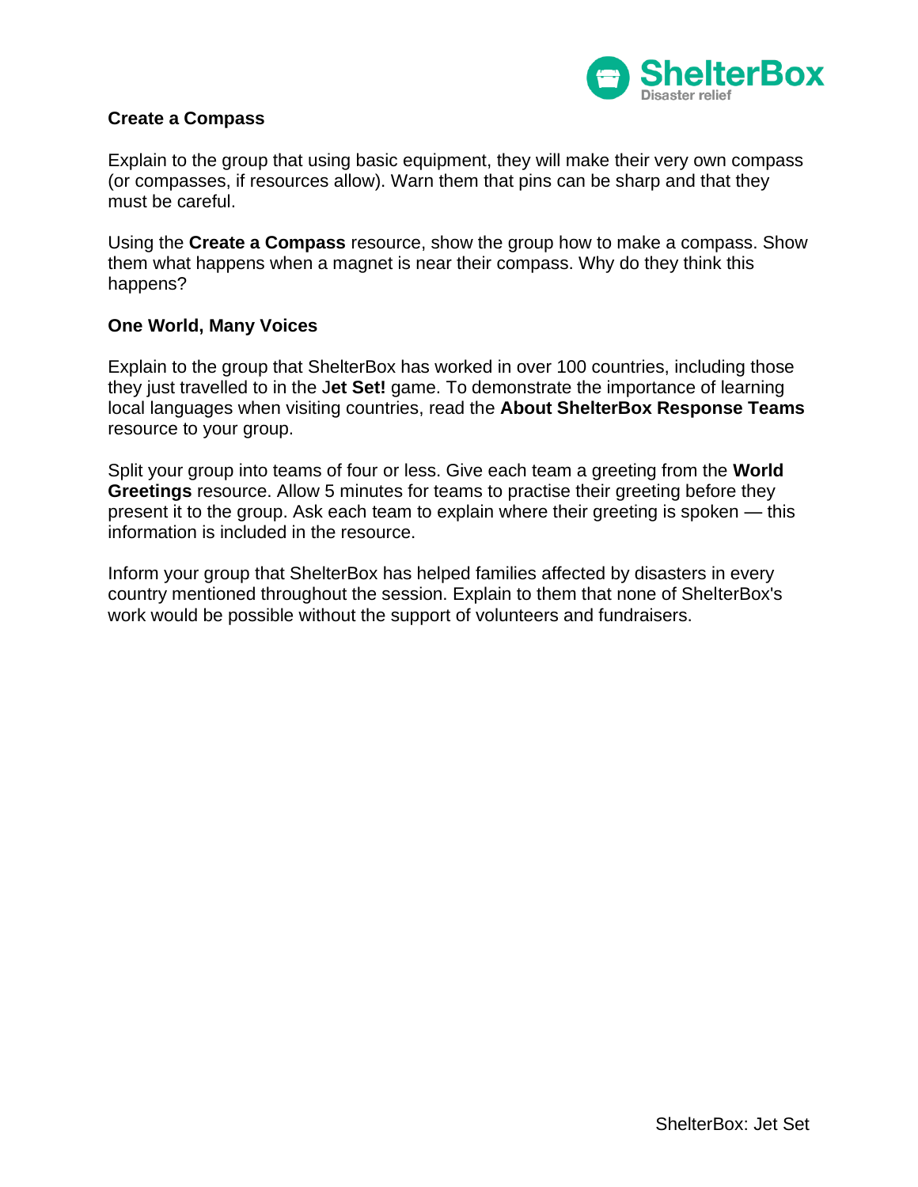## Create a Compass

Explain to the group that using basic equipment, they will make their very own compass (or compasses, if resources allow). Warn them that pins can be sharp and that they must be careful.

Using the **Create a Compass** resource, show the group how to make a compass. Show them what happens when a magnet is near their compass. Why do they think this happens?

## One World, Many Voices

Explain to the group that ShelterBox has worked in over 100 countries, including those they just travelled to in the **Jet Set!** game. To demonstrate the importance of learning local languages when visiting countries, read the **About ShelterBox Response Teams** resource to your group.

Split your group into teams of four or less. Give each team a greeting from the **World Greetings** resource. Allow 5 minutes for teams to practise their greeting before they present it to the group. Ask each team to explain where their greeting is spoken — this information is included in the resource.

Inform your group that ShelterBox has helped families affected by disasters in every country mentioned throughout the session. Explain to them that none of ShelterBox's work would be possible without the support of volunteers and fundraisers.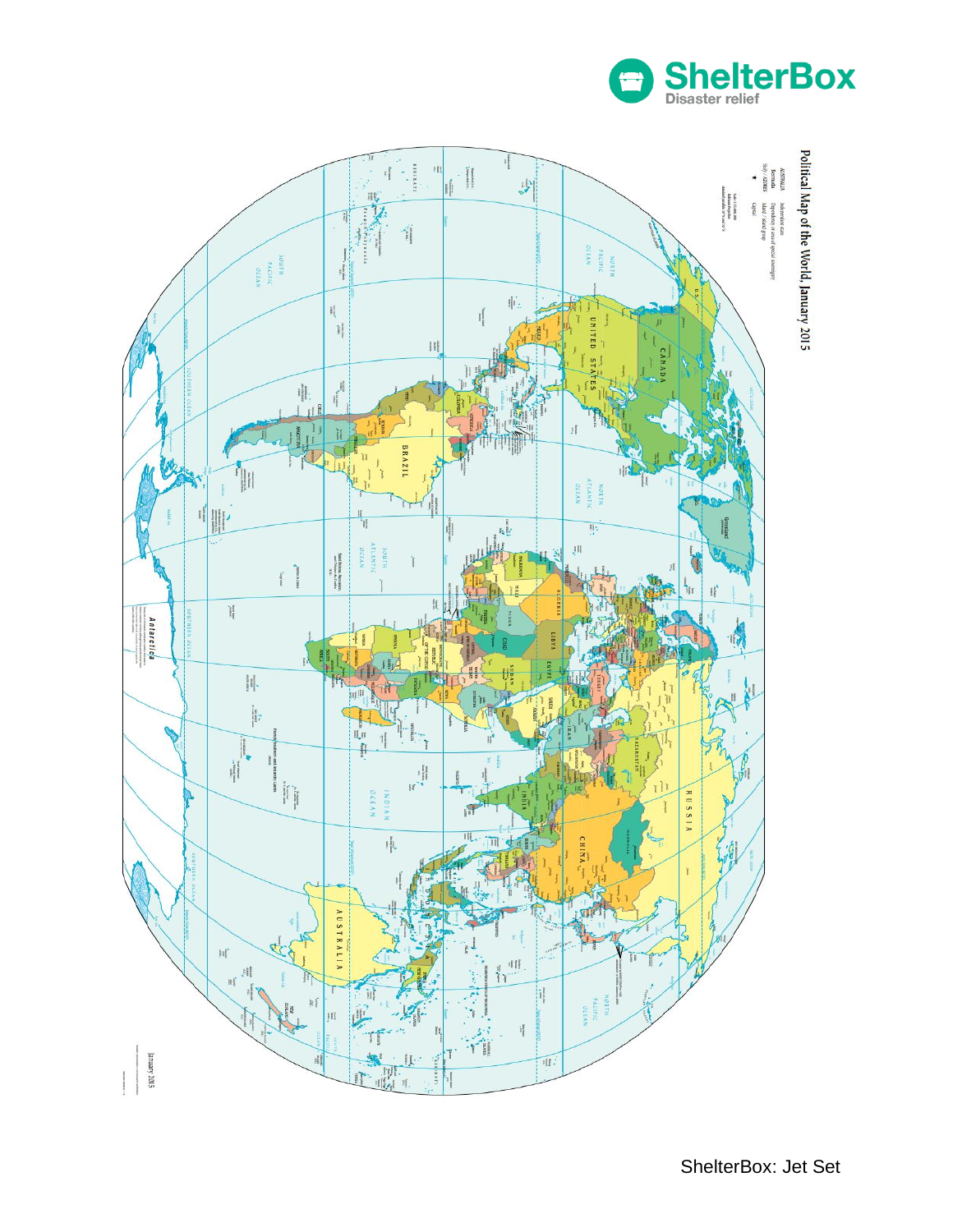Political Map of the World, January 2015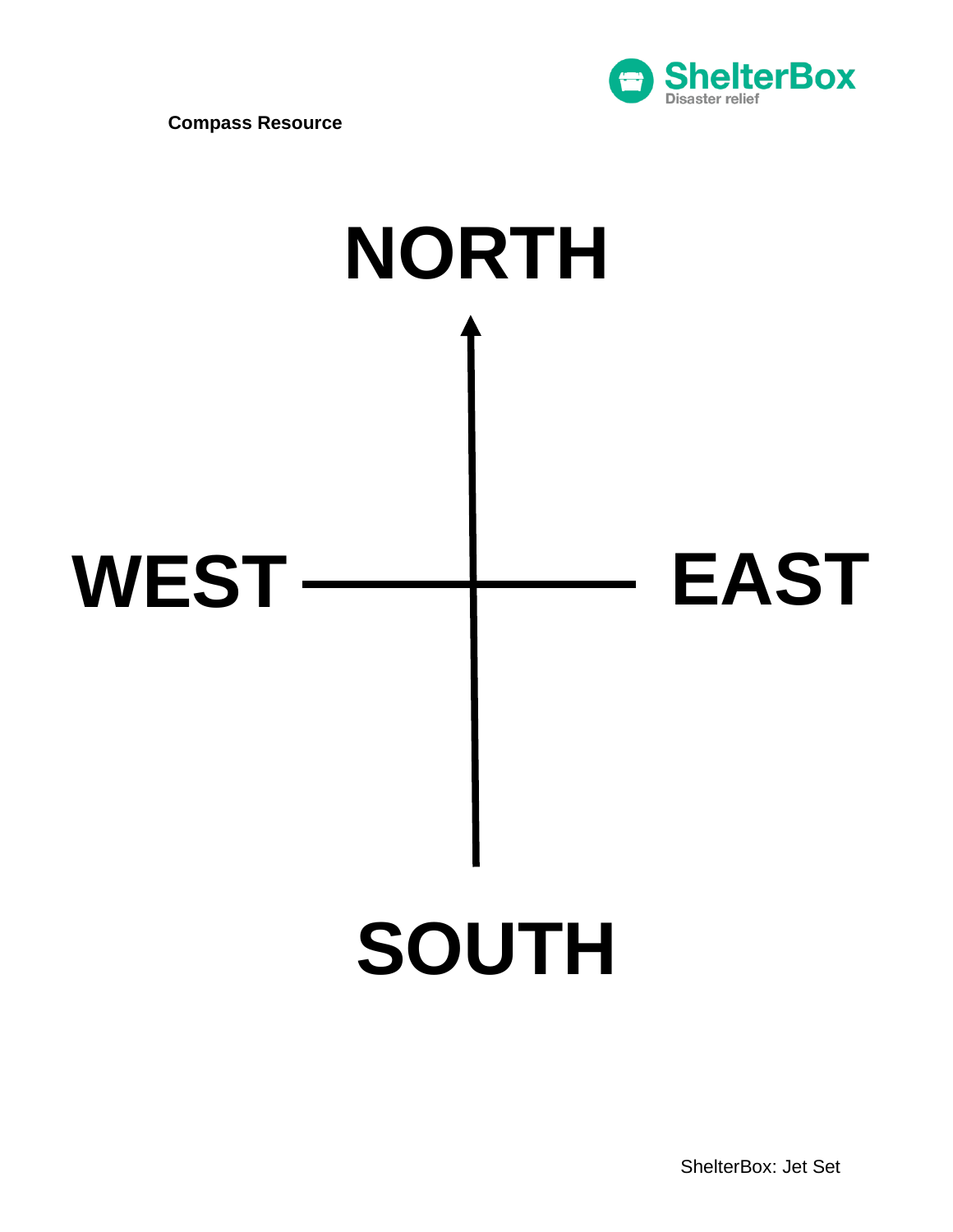**Compasss Resource**

NORTH

WEST — EAST

SOUTH

**Compass Resource**

# NORTH

# WEST EAST

# SOUTH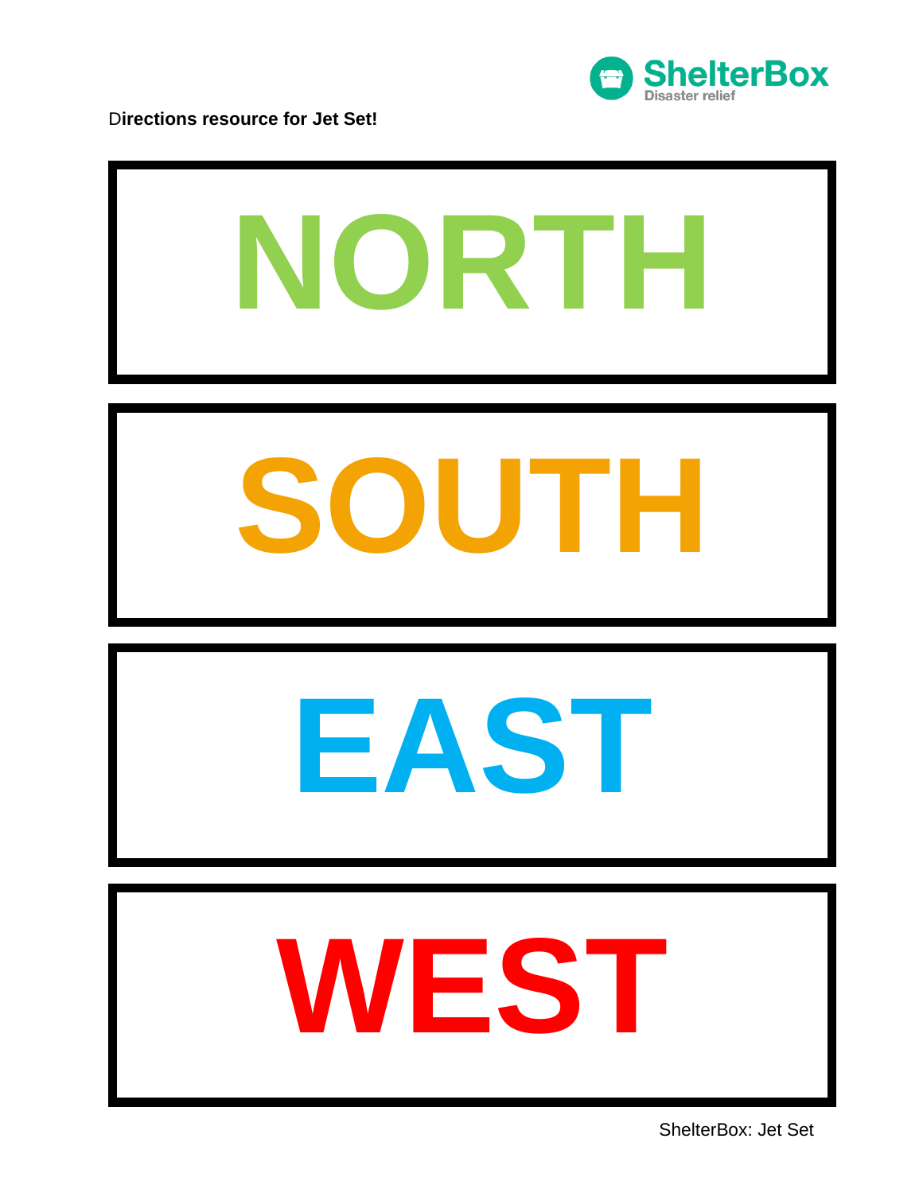**Directions resource for Jet Set!**

# NORTH

# SOUTH

# EAST

# WEST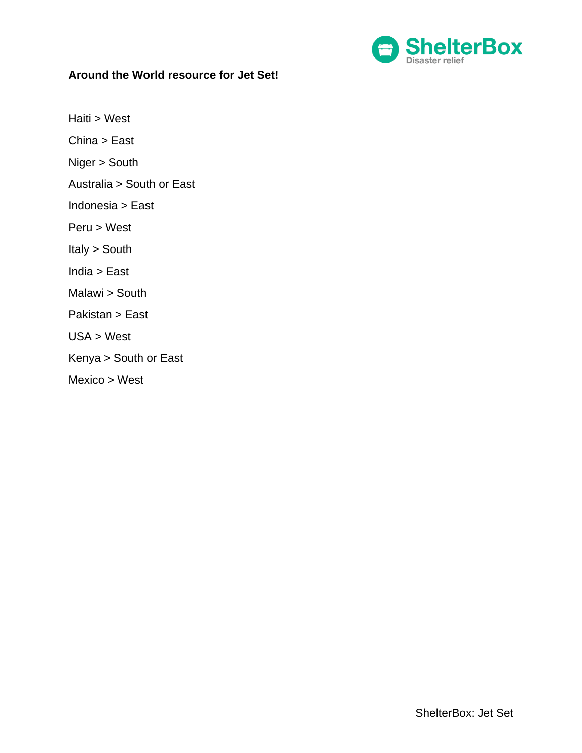**Around the World resource for Jet Set!**

Haiti > West

China > East

Niger > South

Australia > South or East

Indonesia > East

Peru > West

Italy > South

India > East

Malawi > South

Pakistan > East

USA > West

Kenya > South or East

Mexico > West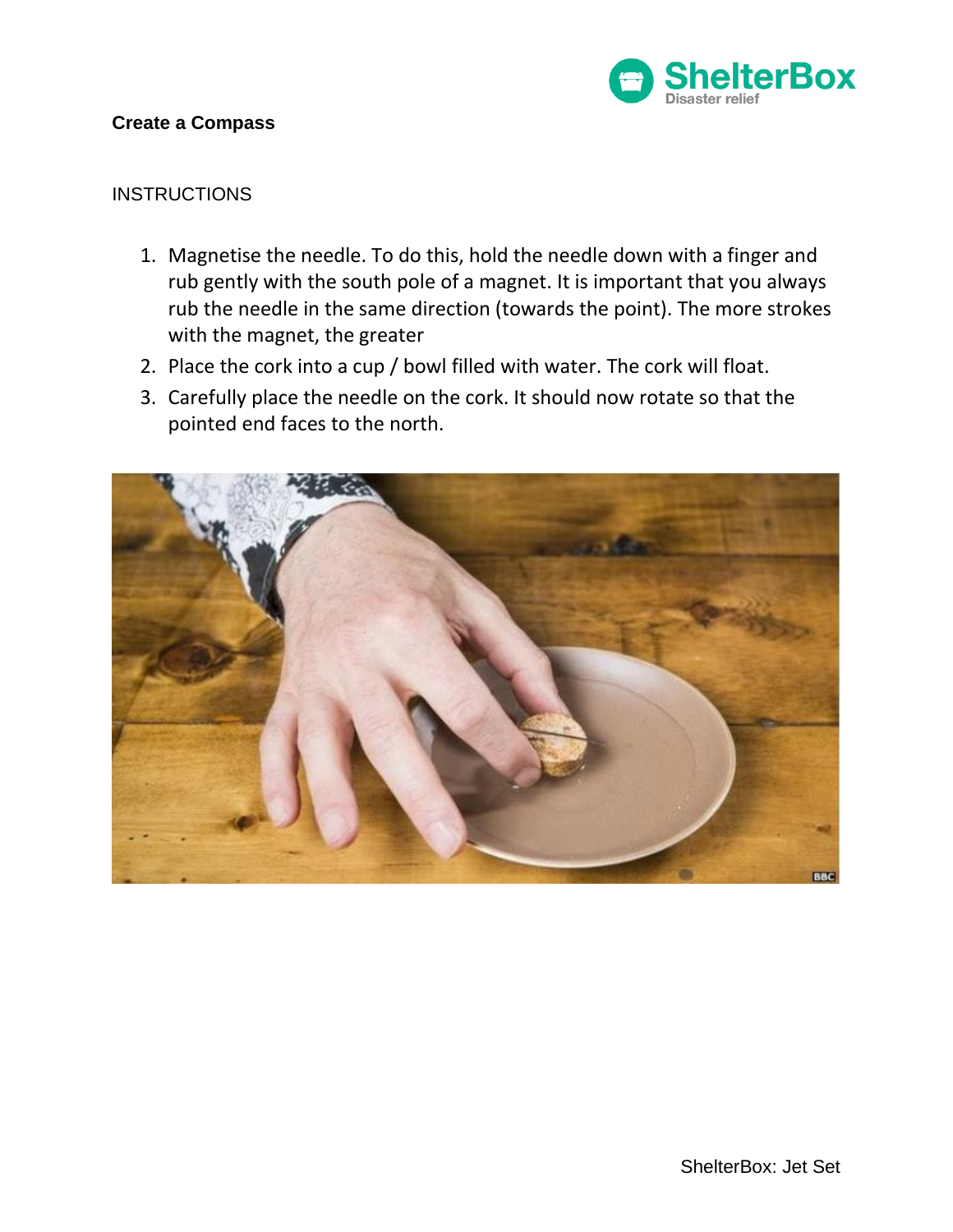**Create a Compass**

INSTRUCTIONS

1. Magnetise the needle. To do this, hold the needle down with a finger and rub gently with the south pole of a magnet. It is important that you always rub the needle in the same direction (towards the point). The more strokes with the magnet, the greater
2. Place the cork into a cup / bowl filled with water. The cork will float.
3. Carefully place the needle on the cork. It should now rotate so that the pointed end faces to the north.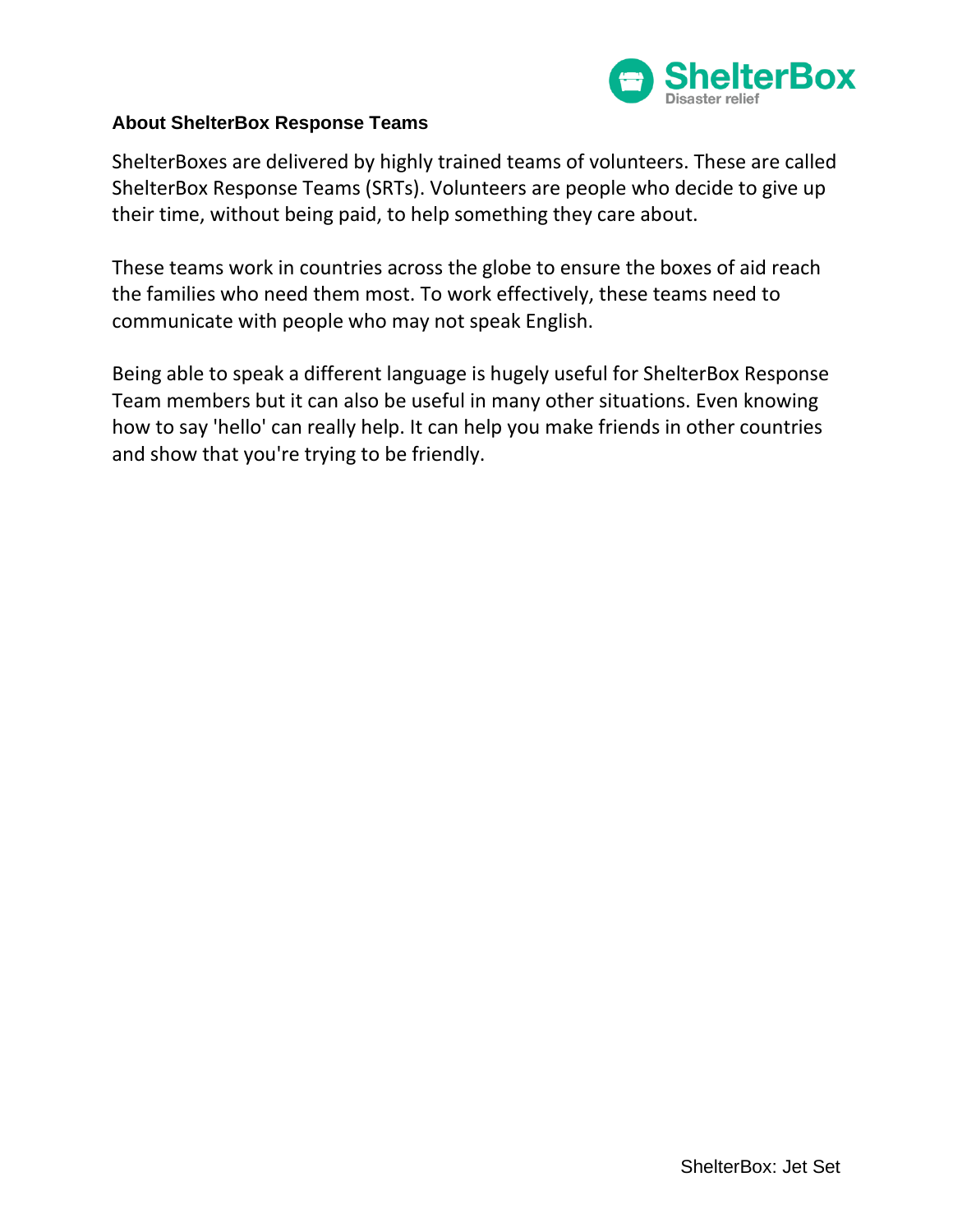## About ShelterBox Response Teams

ShelterBoxes are delivered by highly trained teams of volunteers. These are called ShelterBox Response Teams (SRTs). Volunteers are people who decide to give up their time, without being paid, to help something they care about.

These teams work in countries across the globe to ensure the boxes of aid reach the families who need them most. To work effectively, these teams need to communicate with people who may not speak English.

Being able to speak a different language is hugely useful for ShelterBox Response Team members but it can also be useful in many other situations. Even knowing how to say 'hello' can really help. It can help you make friends in other countries and show that you're trying to be friendly.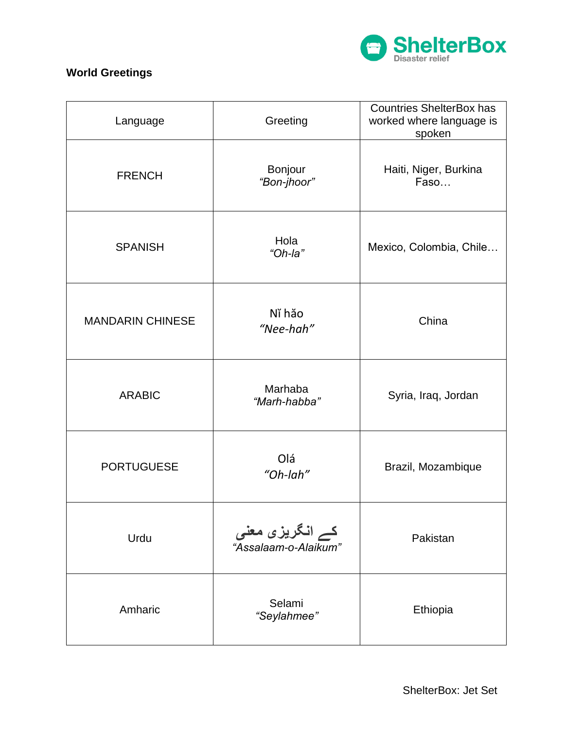**World Greetings**

| Language | Greeting | Countries ShelterBox has worked where language is spoken |
|---|---|---|
| FRENCH | Bonjour *"Bon-jhoor"* | Haiti, Niger, Burkina Faso… |
| SPANISH | Hola *"Oh-la"* | Mexico, Colombia, Chile… |
| MANDARIN CHINESE | Nǐ hǎo *"Nee-hah"* | China |
| ARABIC | Marhaba *"Marh-habba"* | Syria, Iraq, Jordan |
| PORTUGUESE | Olá *"Oh-lah"* | Brazil, Mozambique |
| Urdu | کے انگریزی معنی *"Assalaam-o-Alaikum"* | Pakistan |
| Amharic | Selami *"Seylahmee"* | Ethiopia |

ShelterBox: Jet Set